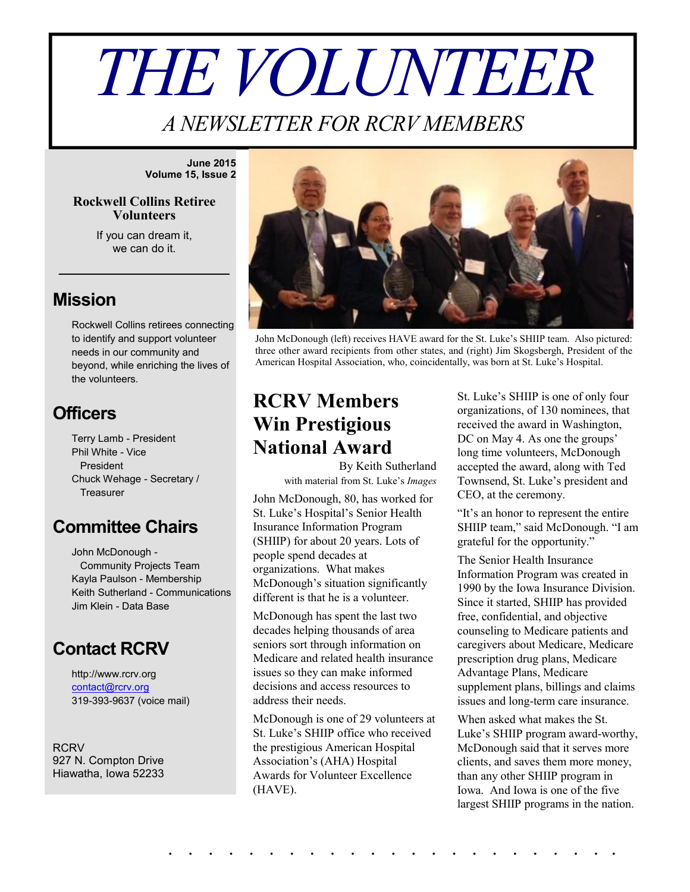# THE VOLUNTEER

*A NEWSLETTER FOR RCRV MEMBERS*

**June 2015**
**Volume 15, Issue 2**

**Rockwell Collins Retiree Volunteers**

If you can dream it, we can do it.

## Mission

Rockwell Collins retirees connecting to identify and support volunteer needs in our community and beyond, while enriching the lives of the volunteers.

## Officers

Terry Lamb - President
Phil White - Vice President
Chuck Wehage - Secretary / Treasurer

## Committee Chairs

John McDonough - Community Projects Team
Kayla Paulson - Membership
Keith Sutherland - Communications
Jim Klein - Data Base

## Contact RCRV

http://www.rcrv.org
contact@rcrv.org
319-393-9637 (voice mail)

RCRV
927 N. Compton Drive
Hiawatha, Iowa 52233

John McDonough (left) receives HAVE award for the St. Luke's SHIIP team. Also pictured: three other award recipients from other states, and (right) Jim Skogsbergh, President of the American Hospital Association, who, coincidentally, was born at St. Luke's Hospital.

# RCRV Members Win Prestigious National Award

By Keith Sutherland
with material from St. Luke's *Images*

John McDonough, 80, has worked for St. Luke's Hospital's Senior Health Insurance Information Program (SHIIP) for about 20 years. Lots of people spend decades at organizations. What makes McDonough's situation significantly different is that he is a volunteer.

McDonough has spent the last two decades helping thousands of area seniors sort through information on Medicare and related health insurance issues so they can make informed decisions and access resources to address their needs.

McDonough is one of 29 volunteers at St. Luke's SHIIP office who received the prestigious American Hospital Association's (AHA) Hospital Awards for Volunteer Excellence (HAVE).

St. Luke's SHIIP is one of only four organizations, of 130 nominees, that received the award in Washington, DC on May 4. As one the groups' long time volunteers, McDonough accepted the award, along with Ted Townsend, St. Luke's president and CEO, at the ceremony.

"It's an honor to represent the entire SHIIP team," said McDonough. "I am grateful for the opportunity."

The Senior Health Insurance Information Program was created in 1990 by the Iowa Insurance Division. Since it started, SHIIP has provided free, confidential, and objective counseling to Medicare patients and caregivers about Medicare, Medicare prescription drug plans, Medicare Advantage Plans, Medicare supplement plans, billings and claims issues and long-term care insurance.

When asked what makes the St. Luke's SHIIP program award-worthy, McDonough said that it serves more clients, and saves them more money, than any other SHIIP program in Iowa. And Iowa is one of the five largest SHIIP programs in the nation.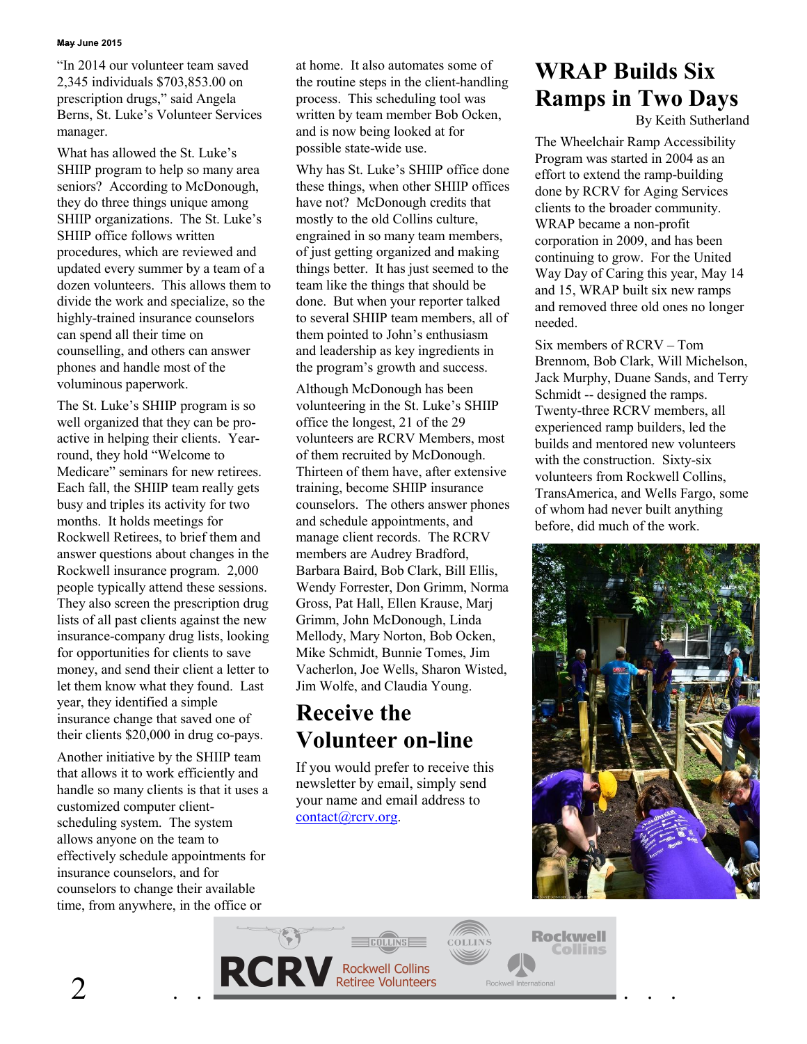"In 2014 our volunteer team saved 2,345 individuals $703,853.00 on prescription drugs," said Angela Berns, St. Luke's Volunteer Services manager.

What has allowed the St. Luke's SHIIP program to help so many area seniors? According to McDonough, they do three things unique among SHIIP organizations. The St. Luke's SHIIP office follows written procedures, which are reviewed and updated every summer by a team of a dozen volunteers. This allows them to divide the work and specialize, so the highly-trained insurance counselors can spend all their time on counselling, and others can answer phones and handle most of the voluminous paperwork.

The St. Luke's SHIIP program is so well organized that they can be pro-active in helping their clients. Year-round, they hold "Welcome to Medicare" seminars for new retirees. Each fall, the SHIIP team really gets busy and triples its activity for two months. It holds meetings for Rockwell Retirees, to brief them and answer questions about changes in the Rockwell insurance program. 2,000 people typically attend these sessions. They also screen the prescription drug lists of all past clients against the new insurance-company drug lists, looking for opportunities for clients to save money, and send their client a letter to let them know what they found. Last year, they identified a simple insurance change that saved one of their clients $20,000 in drug co-pays.

Another initiative by the SHIIP team that allows it to work efficiently and handle so many clients is that it uses a customized computer client-scheduling system. The system allows anyone on the team to effectively schedule appointments for insurance counselors, and for counselors to change their available time, from anywhere, in the office or at home. It also automates some of the routine steps in the client-handling process. This scheduling tool was written by team member Bob Ocken, and is now being looked at for possible state-wide use.

Why has St. Luke's SHIIP office done these things, when other SHIIP offices have not? McDonough credits that mostly to the old Collins culture, engrained in so many team members, of just getting organized and making things better. It has just seemed to the team like the things that should be done. But when your reporter talked to several SHIIP team members, all of them pointed to John's enthusiasm and leadership as key ingredients in the program's growth and success.

Although McDonough has been volunteering in the St. Luke's SHIIP office the longest, 21 of the 29 volunteers are RCRV Members, most of them recruited by McDonough. Thirteen of them have, after extensive training, become SHIIP insurance counselors. The others answer phones and schedule appointments, and manage client records. The RCRV members are Audrey Bradford, Barbara Baird, Bob Clark, Bill Ellis, Wendy Forrester, Don Grimm, Norma Gross, Pat Hall, Ellen Krause, Marj Grimm, John McDonough, Linda Mellody, Mary Norton, Bob Ocken, Mike Schmidt, Bunnie Tomes, Jim Vacherlon, Joe Wells, Sharon Wisted, Jim Wolfe, and Claudia Young.

# Receive the Volunteer on-line

If you would prefer to receive this newsletter by email, simply send your name and email address to contact@rcrv.org.

# WRAP Builds Six Ramps in Two Days

By Keith Sutherland

The Wheelchair Ramp Accessibility Program was started in 2004 as an effort to extend the ramp-building done by RCRV for Aging Services clients to the broader community. WRAP became a non-profit corporation in 2009, and has been continuing to grow. For the United Way Day of Caring this year, May 14 and 15, WRAP built six new ramps and removed three old ones no longer needed.

Six members of RCRV – Tom Brennom, Bob Clark, Will Michelson, Jack Murphy, Duane Sands, and Terry Schmidt -- designed the ramps. Twenty-three RCRV members, all experienced ramp builders, led the builds and mentored new volunteers with the construction. Sixty-six volunteers from Rockwell Collins, TransAmerica, and Wells Fargo, some of whom had never built anything before, did much of the work.

RCRV Rockwell Collins Retiree Volunteers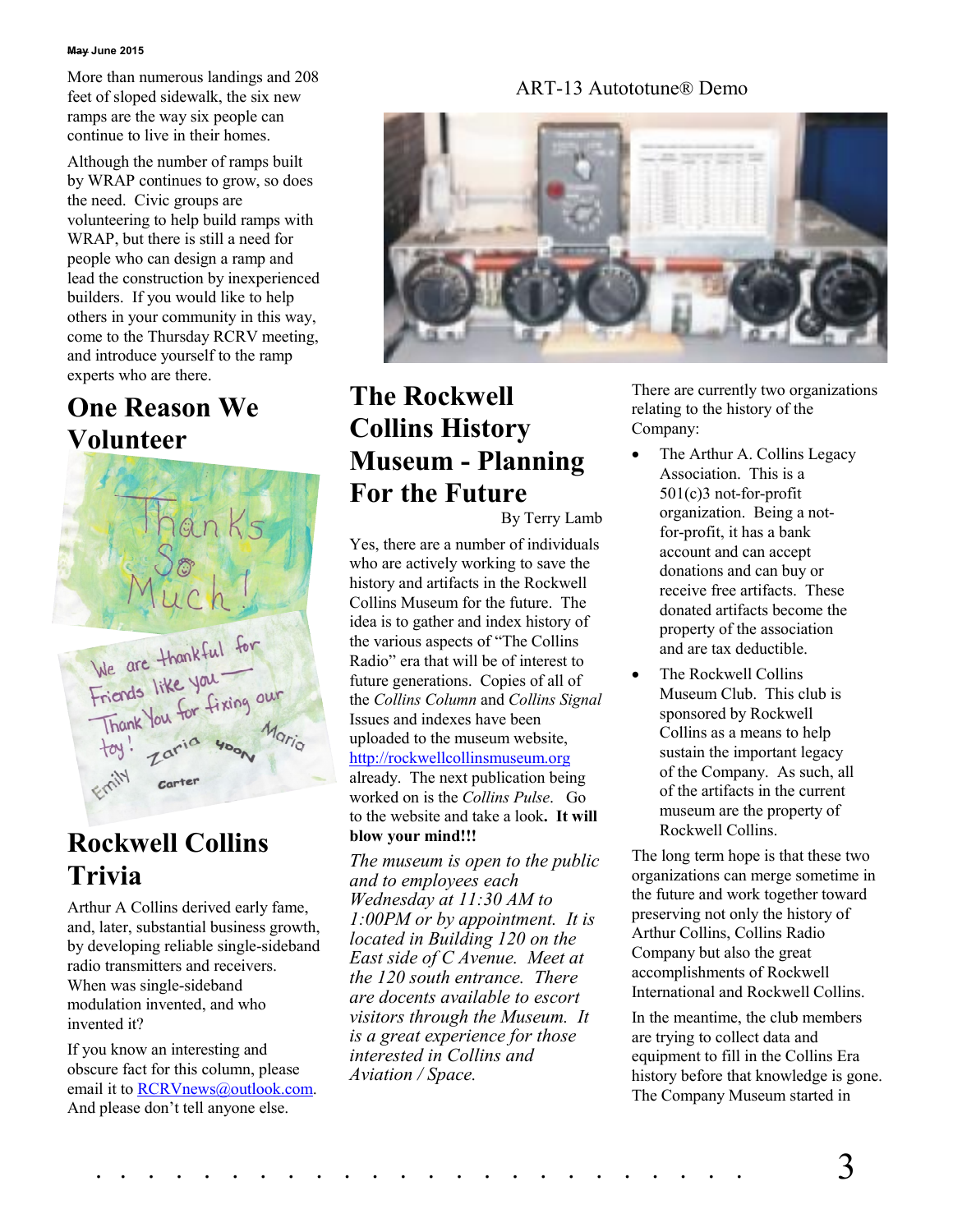More than numerous landings and 208 feet of sloped sidewalk, the six new ramps are the way six people can continue to live in their homes.

Although the number of ramps built by WRAP continues to grow, so does the need. Civic groups are volunteering to help build ramps with WRAP, but there is still a need for people who can design a ramp and lead the construction by inexperienced builders. If you would like to help others in your community in this way, come to the Thursday RCRV meeting, and introduce yourself to the ramp experts who are there.

## One Reason We Volunteer

Thanks So Much!

We are thankful for Friends like you — Thank You for fixing our toy! Zaria Yoon Maria Emily Carter

## Rockwell Collins Trivia

Arthur A Collins derived early fame, and, later, substantial business growth, by developing reliable single-sideband radio transmitters and receivers. When was single-sideband modulation invented, and who invented it?

If you know an interesting and obscure fact for this column, please email it to RCRVnews@outlook.com. And please don't tell anyone else.

ART-13 Autototune® Demo

## The Rockwell Collins History Museum - Planning For the Future

By Terry Lamb

Yes, there are a number of individuals who are actively working to save the history and artifacts in the Rockwell Collins Museum for the future. The idea is to gather and index history of the various aspects of "The Collins Radio" era that will be of interest to future generations. Copies of all of the *Collins Column* and *Collins Signal* Issues and indexes have been uploaded to the museum website, http://rockwellcollinsmuseum.org already. The next publication being worked on is the *Collins Pulse*. Go to the website and take a look**. It will blow your mind!!!**

*The museum is open to the public and to employees each Wednesday at 11:30 AM to 1:00PM or by appointment. It is located in Building 120 on the East side of C Avenue. Meet at the 120 south entrance. There are docents available to escort visitors through the Museum. It is a great experience for those interested in Collins and Aviation / Space.*

There are currently two organizations relating to the history of the Company:

- The Arthur A. Collins Legacy Association. This is a 501(c)3 not-for-profit organization. Being a not-for-profit, it has a bank account and can accept donations and can buy or receive free artifacts. These donated artifacts become the property of the association and are tax deductible.
- The Rockwell Collins Museum Club. This club is sponsored by Rockwell Collins as a means to help sustain the important legacy of the Company. As such, all of the artifacts in the current museum are the property of Rockwell Collins.

The long term hope is that these two organizations can merge sometime in the future and work together toward preserving not only the history of Arthur Collins, Collins Radio Company but also the great accomplishments of Rockwell International and Rockwell Collins.

In the meantime, the club members are trying to collect data and equipment to fill in the Collins Era history before that knowledge is gone. The Company Museum started in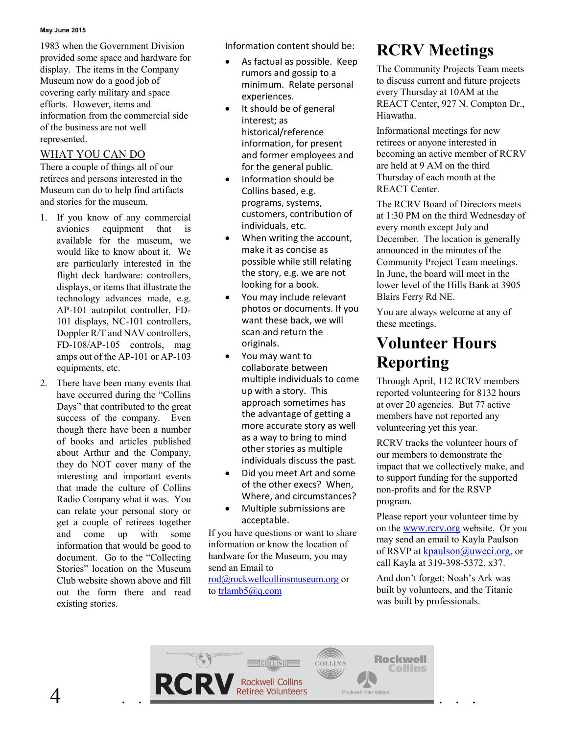1983 when the Government Division provided some space and hardware for display. The items in the Company Museum now do a good job of covering early military and space efforts. However, items and information from the commercial side of the business are not well represented.

## WHAT YOU CAN DO

There a couple of things all of our retirees and persons interested in the Museum can do to help find artifacts and stories for the museum.

1. If you know of any commercial avionics equipment that is available for the museum, we would like to know about it. We are particularly interested in the flight deck hardware: controllers, displays, or items that illustrate the technology advances made, e.g. AP-101 autopilot controller, FD-101 displays, NC-101 controllers, Doppler R/T and NAV controllers, FD-108/AP-105 controls, mag amps out of the AP-101 or AP-103 equipments, etc.
2. There have been many events that have occurred during the "Collins Days" that contributed to the great success of the company. Even though there have been a number of books and articles published about Arthur and the Company, they do NOT cover many of the interesting and important events that made the culture of Collins Radio Company what it was. You can relate your personal story or get a couple of retirees together and come up with some information that would be good to document. Go to the "Collecting Stories" location on the Museum Club website shown above and fill out the form there and read existing stories.

Information content should be:

- As factual as possible. Keep rumors and gossip to a minimum. Relate personal experiences.
- It should be of general interest; as historical/reference information, for present and former employees and for the general public.
- Information should be Collins based, e.g. programs, systems, customers, contribution of individuals, etc.
- When writing the account, make it as concise as possible while still relating the story, e.g. we are not looking for a book.
- You may include relevant photos or documents. If you want these back, we will scan and return the originals.
- You may want to collaborate between multiple individuals to come up with a story. This approach sometimes has the advantage of getting a more accurate story as well as a way to bring to mind other stories as multiple individuals discuss the past.
- Did you meet Art and some of the other execs? When, Where, and circumstances?
- Multiple submissions are acceptable.

If you have questions or want to share information or know the location of hardware for the Museum, you may send an Email to rod@rockwellcollinsmuseum.org or to trlamb5@q.com

# RCRV Meetings

The Community Projects Team meets to discuss current and future projects every Thursday at 10AM at the REACT Center, 927 N. Compton Dr., Hiawatha.

Informational meetings for new retirees or anyone interested in becoming an active member of RCRV are held at 9 AM on the third Thursday of each month at the REACT Center.

The RCRV Board of Directors meets at 1:30 PM on the third Wednesday of every month except July and December. The location is generally announced in the minutes of the Community Project Team meetings. In June, the board will meet in the lower level of the Hills Bank at 3905 Blairs Ferry Rd NE.

You are always welcome at any of these meetings.

# Volunteer Hours Reporting

Through April, 112 RCRV members reported volunteering for 8132 hours at over 20 agencies. But 77 active members have not reported any volunteering yet this year.

RCRV tracks the volunteer hours of our members to demonstrate the impact that we collectively make, and to support funding for the supported non-profits and for the RSVP program.

Please report your volunteer time by on the www.rcrv.org website. Or you may send an email to Kayla Paulson of RSVP at kpaulson@uweci.org, or call Kayla at 319-398-5372, x37.

And don't forget: Noah's Ark was built by volunteers, and the Titanic was built by professionals.

RCRV Rockwell Collins Retiree Volunteers